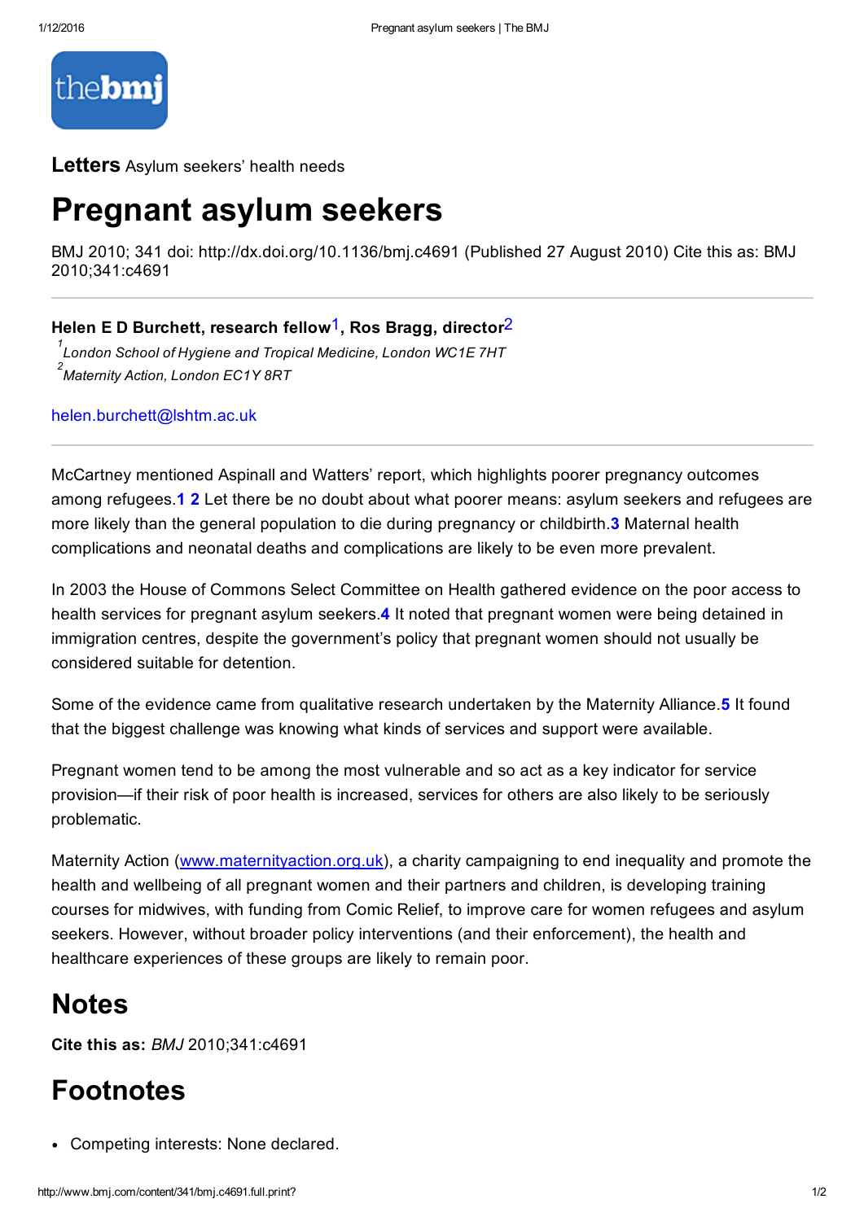**Letters** Asylum seekers' health needs

# Pregnant asylum seekers

BMJ 2010; 341 doi: http://dx.doi.org/10.1136/bmj.c4691 (Published 27 August 2010) Cite this as: BMJ 2010;341:c4691

**Helen E D Burchett, research fellow**[1], **Ros Bragg, director**[2]

[1] *London School of Hygiene and Tropical Medicine, London WC1E 7HT*
[2] *Maternity Action, London EC1Y 8RT*

helen.burchett@lshtm.ac.uk

McCartney mentioned Aspinall and Watters' report, which highlights poorer pregnancy outcomes among refugees.[1,2] Let there be no doubt about what poorer means: asylum seekers and refugees are more likely than the general population to die during pregnancy or childbirth.[3] Maternal health complications and neonatal deaths and complications are likely to be even more prevalent.

In 2003 the House of Commons Select Committee on Health gathered evidence on the poor access to health services for pregnant asylum seekers.[4] It noted that pregnant women were being detained in immigration centres, despite the government's policy that pregnant women should not usually be considered suitable for detention.

Some of the evidence came from qualitative research undertaken by the Maternity Alliance.[5] It found that the biggest challenge was knowing what kinds of services and support were available.

Pregnant women tend to be among the most vulnerable and so act as a key indicator for service provision—if their risk of poor health is increased, services for others are also likely to be seriously problematic.

Maternity Action (www.maternityaction.org.uk), a charity campaigning to end inequality and promote the health and wellbeing of all pregnant women and their partners and children, is developing training courses for midwives, with funding from Comic Relief, to improve care for women refugees and asylum seekers. However, without broader policy interventions (and their enforcement), the health and healthcare experiences of these groups are likely to remain poor.

## Notes

**Cite this as:** *BMJ* 2010;341:c4691

## Footnotes

- Competing interests: None declared.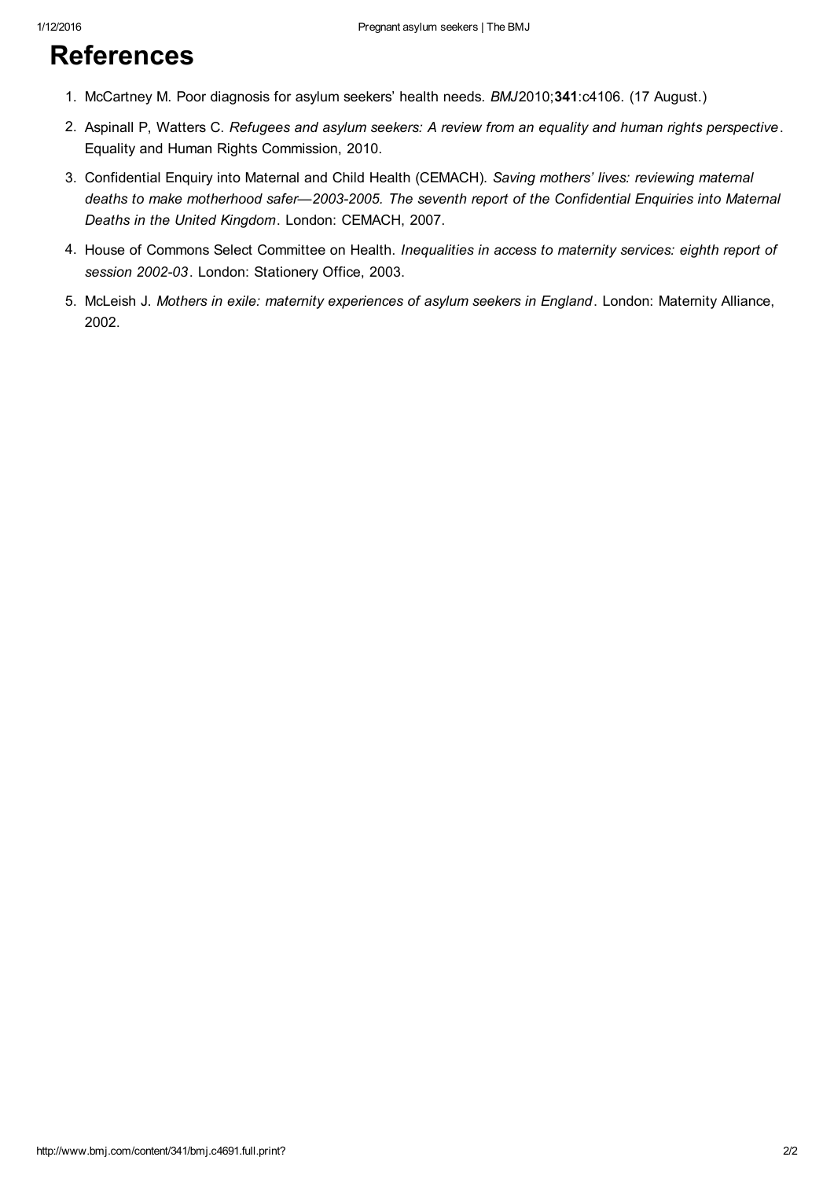# References

1. McCartney M. Poor diagnosis for asylum seekers' health needs. *BMJ* 2010;**341**:c4106. (17 August.)
2. Aspinall P, Watters C. *Refugees and asylum seekers: A review from an equality and human rights perspective*. Equality and Human Rights Commission, 2010.
3. Confidential Enquiry into Maternal and Child Health (CEMACH). *Saving mothers' lives: reviewing maternal deaths to make motherhood safer—2003-2005. The seventh report of the Confidential Enquiries into Maternal Deaths in the United Kingdom*. London: CEMACH, 2007.
4. House of Commons Select Committee on Health. *Inequalities in access to maternity services: eighth report of session 2002-03*. London: Stationery Office, 2003.
5. McLeish J. *Mothers in exile: maternity experiences of asylum seekers in England*. London: Maternity Alliance, 2002.